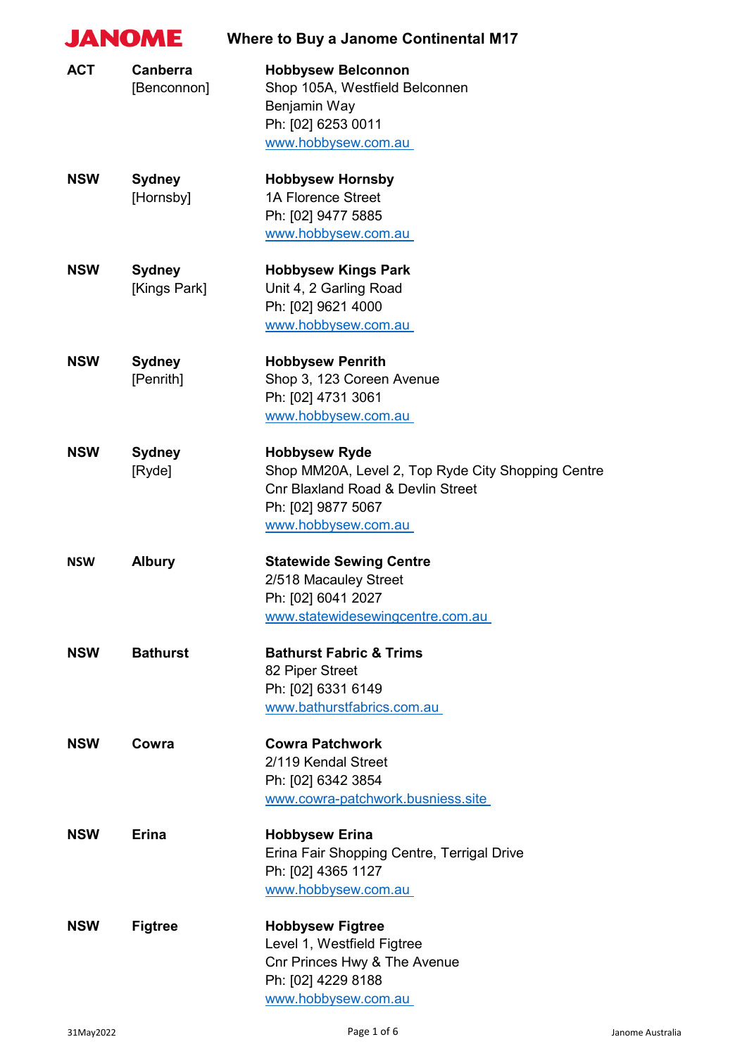# JANOME — Where to Buy a Janome Continental M17

| State | Location | Store |
|---|---|---|
| **ACT** | **Canberra** [Benconnon] | **Hobbysew Belconnon**<br>Shop 105A, Westfield Belconnen<br>Benjamin Way<br>Ph: [02] 6253 0011<br>www.hobbysew.com.au |
| **NSW** | **Sydney** [Hornsby] | **Hobbysew Hornsby**<br>1A Florence Street<br>Ph: [02] 9477 5885<br>www.hobbysew.com.au |
| **NSW** | **Sydney** [Kings Park] | **Hobbysew Kings Park**<br>Unit 4, 2 Garling Road<br>Ph: [02] 9621 4000<br>www.hobbysew.com.au |
| **NSW** | **Sydney** [Penrith] | **Hobbysew Penrith**<br>Shop 3, 123 Coreen Avenue<br>Ph: [02] 4731 3061<br>www.hobbysew.com.au |
| **NSW** | **Sydney** [Ryde] | **Hobbysew Ryde**<br>Shop MM20A, Level 2, Top Ryde City Shopping Centre<br>Cnr Blaxland Road & Devlin Street<br>Ph: [02] 9877 5067<br>www.hobbysew.com.au |
| **NSW** | **Albury** | **Statewide Sewing Centre**<br>2/518 Macauley Street<br>Ph: [02] 6041 2027<br>www.statewidesewingcentre.com.au |
| **NSW** | **Bathurst** | **Bathurst Fabric & Trims**<br>82 Piper Street<br>Ph: [02] 6331 6149<br>www.bathurstfabrics.com.au |
| **NSW** | **Cowra** | **Cowra Patchwork**<br>2/119 Kendal Street<br>Ph: [02] 6342 3854<br>www.cowra-patchwork.busniess.site |
| **NSW** | **Erina** | **Hobbysew Erina**<br>Erina Fair Shopping Centre, Terrigal Drive<br>Ph: [02] 4365 1127<br>www.hobbysew.com.au |
| **NSW** | **Figtree** | **Hobbysew Figtree**<br>Level 1, Westfield Figtree<br>Cnr Princes Hwy & The Avenue<br>Ph: [02] 4229 8188<br>www.hobbysew.com.au |

31May2022 — Janome Australia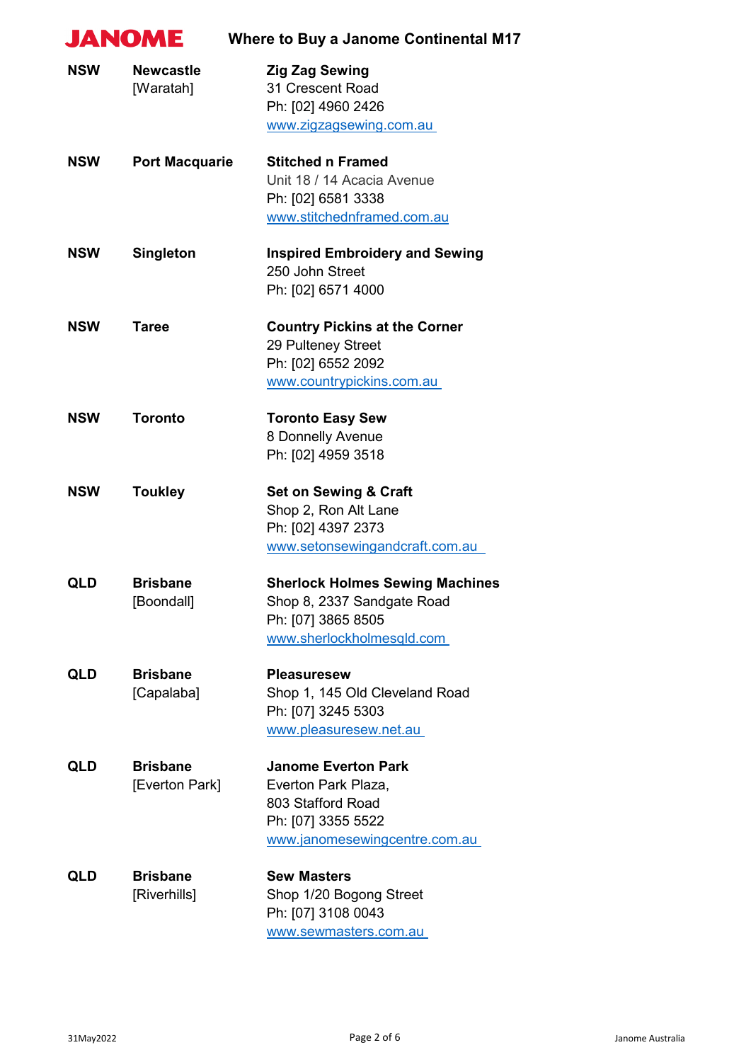# Where to Buy a Janome Continental M17

| | | |
|---|---|---|
| **NSW** | **Newcastle** [Waratah] | **Zig Zag Sewing**<br>31 Crescent Road<br>Ph: [02] 4960 2426<br>www.zigzagsewing.com.au |
| **NSW** | **Port Macquarie** | **Stitched n Framed**<br>Unit 18 / 14 Acacia Avenue<br>Ph: [02] 6581 3338<br>www.stitchednframed.com.au |
| **NSW** | **Singleton** | **Inspired Embroidery and Sewing**<br>250 John Street<br>Ph: [02] 6571 4000 |
| **NSW** | **Taree** | **Country Pickins at the Corner**<br>29 Pulteney Street<br>Ph: [02] 6552 2092<br>www.countrypickins.com.au |
| **NSW** | **Toronto** | **Toronto Easy Sew**<br>8 Donnelly Avenue<br>Ph: [02] 4959 3518 |
| **NSW** | **Toukley** | **Set on Sewing & Craft**<br>Shop 2, Ron Alt Lane<br>Ph: [02] 4397 2373<br>www.setonsewingandcraft.com.au |
| **QLD** | **Brisbane** [Boondall] | **Sherlock Holmes Sewing Machines**<br>Shop 8, 2337 Sandgate Road<br>Ph: [07] 3865 8505<br>www.sherlockholmesqld.com |
| **QLD** | **Brisbane** [Capalaba] | **Pleasuresew**<br>Shop 1, 145 Old Cleveland Road<br>Ph: [07] 3245 5303<br>www.pleasuresew.net.au |
| **QLD** | **Brisbane** [Everton Park] | **Janome Everton Park**<br>Everton Park Plaza,<br>803 Stafford Road<br>Ph: [07] 3355 5522<br>www.janomesewingcentre.com.au |
| **QLD** | **Brisbane** [Riverhills] | **Sew Masters**<br>Shop 1/20 Bogong Street<br>Ph: [07] 3108 0043<br>www.sewmasters.com.au |

31May2022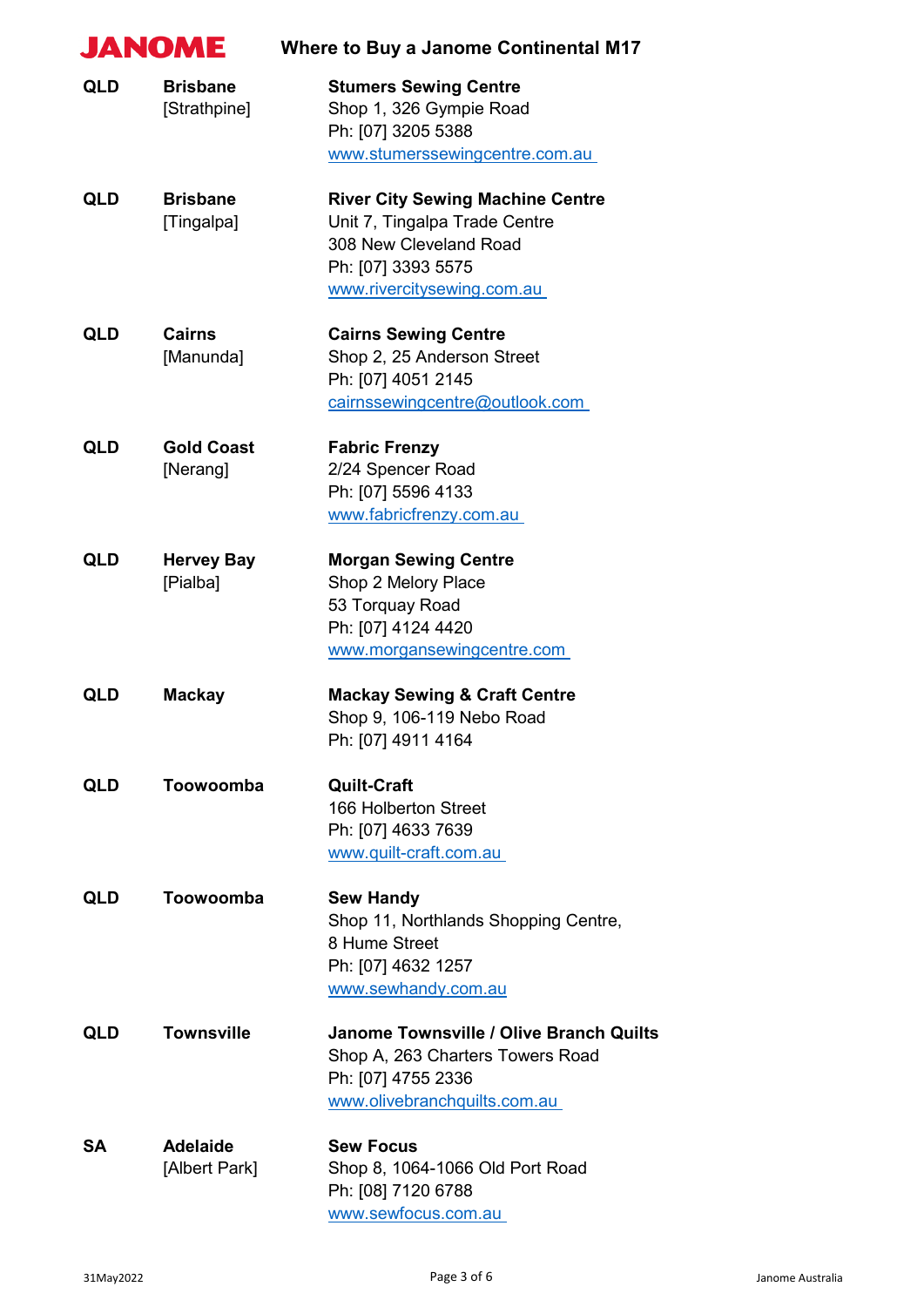**JANOME** **Where to Buy a Janome Continental M17**

| | | |
|---|---|---|
| **QLD** | **Brisbane** [Strathpine] | **Stumers Sewing Centre** Shop 1, 326 Gympie Road Ph: [07] 3205 5388 www.stumerssewingcentre.com.au |
| **QLD** | **Brisbane** [Tingalpa] | **River City Sewing Machine Centre** Unit 7, Tingalpa Trade Centre 308 New Cleveland Road Ph: [07] 3393 5575 www.rivercitysewing.com.au |
| **QLD** | **Cairns** [Manunda] | **Cairns Sewing Centre** Shop 2, 25 Anderson Street Ph: [07] 4051 2145 cairnssewingcentre@outlook.com |
| **QLD** | **Gold Coast** [Nerang] | **Fabric Frenzy** 2/24 Spencer Road Ph: [07] 5596 4133 www.fabricfrenzy.com.au |
| **QLD** | **Hervey Bay** [Pialba] | **Morgan Sewing Centre** Shop 2 Melory Place 53 Torquay Road Ph: [07] 4124 4420 www.morgansewingcentre.com |
| **QLD** | **Mackay** | **Mackay Sewing & Craft Centre** Shop 9, 106-119 Nebo Road Ph: [07] 4911 4164 |
| **QLD** | **Toowoomba** | **Quilt-Craft** 166 Holberton Street Ph: [07] 4633 7639 www.quilt-craft.com.au |
| **QLD** | **Toowoomba** | **Sew Handy** Shop 11, Northlands Shopping Centre, 8 Hume Street Ph: [07] 4632 1257 www.sewhandy.com.au |
| **QLD** | **Townsville** | **Janome Townsville / Olive Branch Quilts** Shop A, 263 Charters Towers Road Ph: [07] 4755 2336 www.olivebranchquilts.com.au |
| **SA** | **Adelaide** [Albert Park] | **Sew Focus** Shop 8, 1064-1066 Old Port Road Ph: [08] 7120 6788 www.sewfocus.com.au |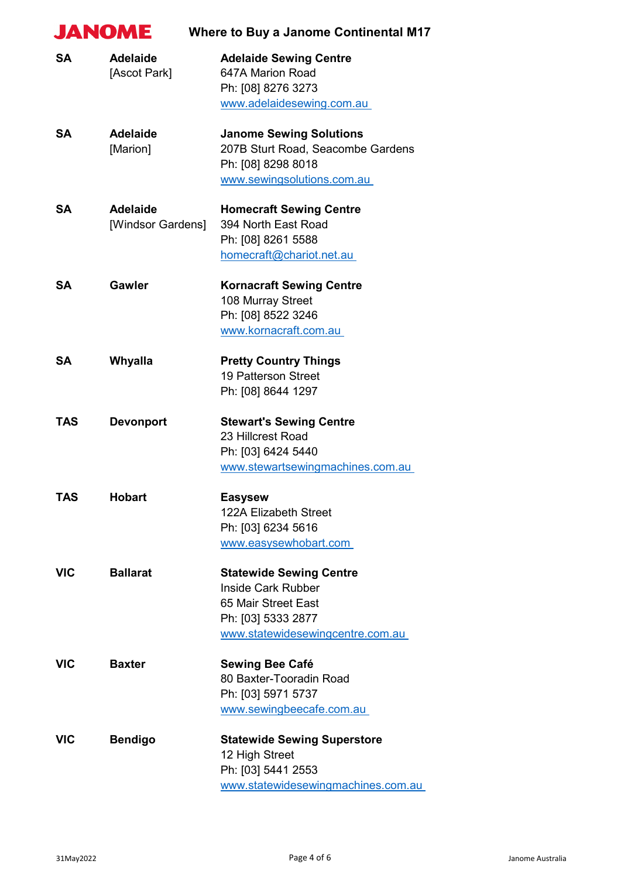**JANOME** **Where to Buy a Janome Continental M17**

| State | Location | Dealer |
|---|---|---|
| **SA** | **Adelaide** [Ascot Park] | **Adelaide Sewing Centre**<br>647A Marion Road<br>Ph: [08] 8276 3273<br>www.adelaidesewing.com.au |
| **SA** | **Adelaide** [Marion] | **Janome Sewing Solutions**<br>207B Sturt Road, Seacombe Gardens<br>Ph: [08] 8298 8018<br>www.sewingsolutions.com.au |
| **SA** | **Adelaide** [Windsor Gardens] | **Homecraft Sewing Centre**<br>394 North East Road<br>Ph: [08] 8261 5588<br>homecraft@chariot.net.au |
| **SA** | **Gawler** | **Kornacraft Sewing Centre**<br>108 Murray Street<br>Ph: [08] 8522 3246<br>www.kornacraft.com.au |
| **SA** | **Whyalla** | **Pretty Country Things**<br>19 Patterson Street<br>Ph: [08] 8644 1297 |
| **TAS** | **Devonport** | **Stewart's Sewing Centre**<br>23 Hillcrest Road<br>Ph: [03] 6424 5440<br>www.stewartsewingmachines.com.au |
| **TAS** | **Hobart** | **Easysew**<br>122A Elizabeth Street<br>Ph: [03] 6234 5616<br>www.easysewhobart.com |
| **VIC** | **Ballarat** | **Statewide Sewing Centre**<br>Inside Cark Rubber<br>65 Mair Street East<br>Ph: [03] 5333 2877<br>www.statewidesewingcentre.com.au |
| **VIC** | **Baxter** | **Sewing Bee Café**<br>80 Baxter-Tooradin Road<br>Ph: [03] 5971 5737<br>www.sewingbeecafe.com.au |
| **VIC** | **Bendigo** | **Statewide Sewing Superstore**<br>12 High Street<br>Ph: [03] 5441 2553<br>www.statewidesewingmachines.com.au |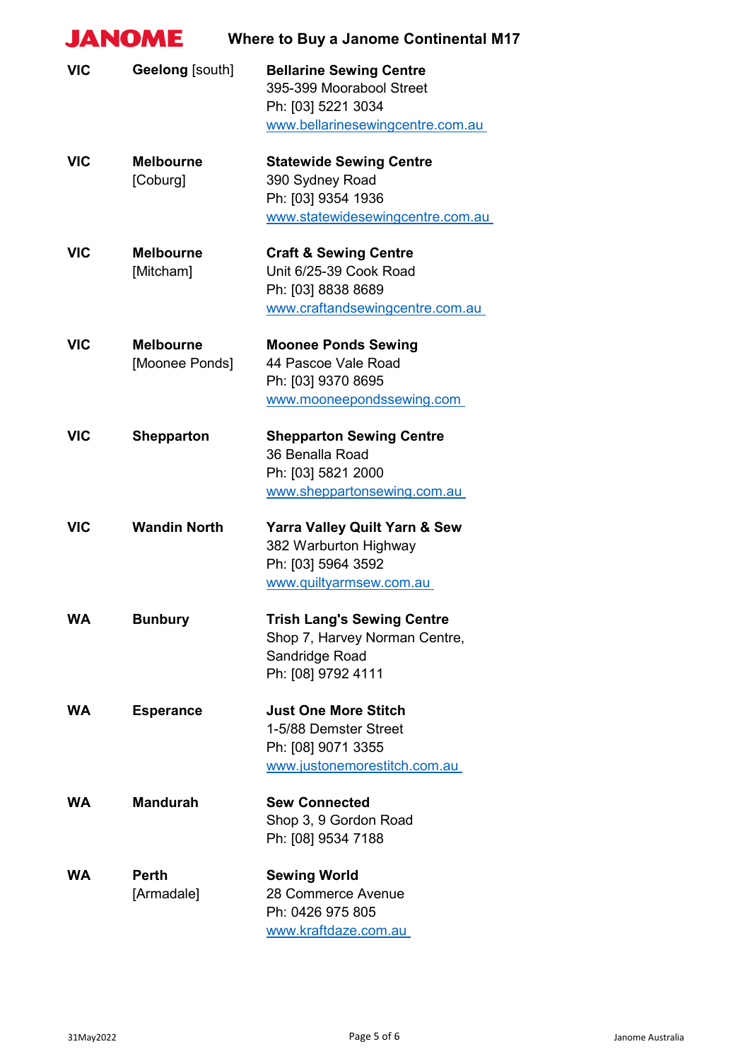# Where to Buy a Janome Continental M17

| State | Location | Dealer |
|---|---|---|
| **VIC** | **Geelong** [south] | **Bellarine Sewing Centre**<br>395-399 Moorabool Street<br>Ph: [03] 5221 3034<br>www.bellarinesewingcentre.com.au |
| **VIC** | **Melbourne** [Coburg] | **Statewide Sewing Centre**<br>390 Sydney Road<br>Ph: [03] 9354 1936<br>www.statewidesewingcentre.com.au |
| **VIC** | **Melbourne** [Mitcham] | **Craft & Sewing Centre**<br>Unit 6/25-39 Cook Road<br>Ph: [03] 8838 8689<br>www.craftandsewingcentre.com.au |
| **VIC** | **Melbourne** [Moonee Ponds] | **Moonee Ponds Sewing**<br>44 Pascoe Vale Road<br>Ph: [03] 9370 8695<br>www.mooneepondssewing.com |
| **VIC** | **Shepparton** | **Shepparton Sewing Centre**<br>36 Benalla Road<br>Ph: [03] 5821 2000<br>www.sheppartonsewing.com.au |
| **VIC** | **Wandin North** | **Yarra Valley Quilt Yarn & Sew**<br>382 Warburton Highway<br>Ph: [03] 5964 3592<br>www.quiltyarnsew.com.au |
| **WA** | **Bunbury** | **Trish Lang's Sewing Centre**<br>Shop 7, Harvey Norman Centre, Sandridge Road<br>Ph: [08] 9792 4111 |
| **WA** | **Esperance** | **Just One More Stitch**<br>1-5/88 Demster Street<br>Ph: [08] 9071 3355<br>www.justonemorestitch.com.au |
| **WA** | **Mandurah** | **Sew Connected**<br>Shop 3, 9 Gordon Road<br>Ph: [08] 9534 7188 |
| **WA** | **Perth** [Armadale] | **Sewing World**<br>28 Commerce Avenue<br>Ph: 0426 975 805<br>www.kraftdaze.com.au |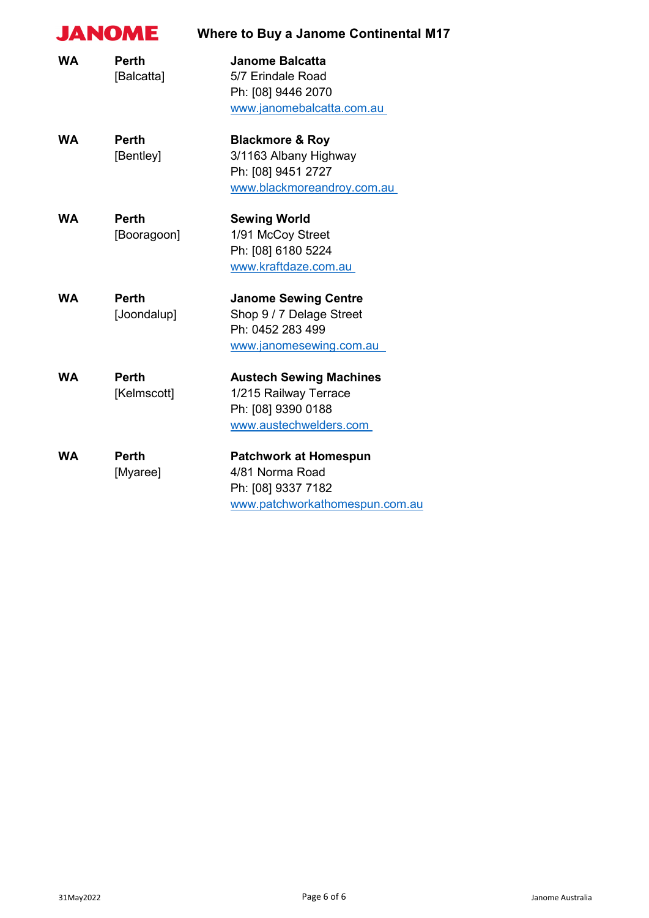**JANOME** **Where to Buy a Janome Continental M17**

| | | |
|---|---|---|
| **WA** | **Perth**<br>[Balcatta] | **Janome Balcatta**<br>5/7 Erindale Road<br>Ph: [08] 9446 2070<br>www.janomebalcatta.com.au |
| **WA** | **Perth**<br>[Bentley] | **Blackmore & Roy**<br>3/1163 Albany Highway<br>Ph: [08] 9451 2727<br>www.blackmoreandroy.com.au |
| **WA** | **Perth**<br>[Booragoon] | **Sewing World**<br>1/91 McCoy Street<br>Ph: [08] 6180 5224<br>www.kraftdaze.com.au |
| **WA** | **Perth**<br>[Joondalup] | **Janome Sewing Centre**<br>Shop 9 / 7 Delage Street<br>Ph: 0452 283 499<br>www.janomesewing.com.au |
| **WA** | **Perth**<br>[Kelmscott] | **Austech Sewing Machines**<br>1/215 Railway Terrace<br>Ph: [08] 9390 0188<br>www.austechwelders.com |
| **WA** | **Perth**<br>[Myaree] | **Patchwork at Homespun**<br>4/81 Norma Road<br>Ph: [08] 9337 7182<br>www.patchworkathomespun.com.au |

31May2022 Janome Australia